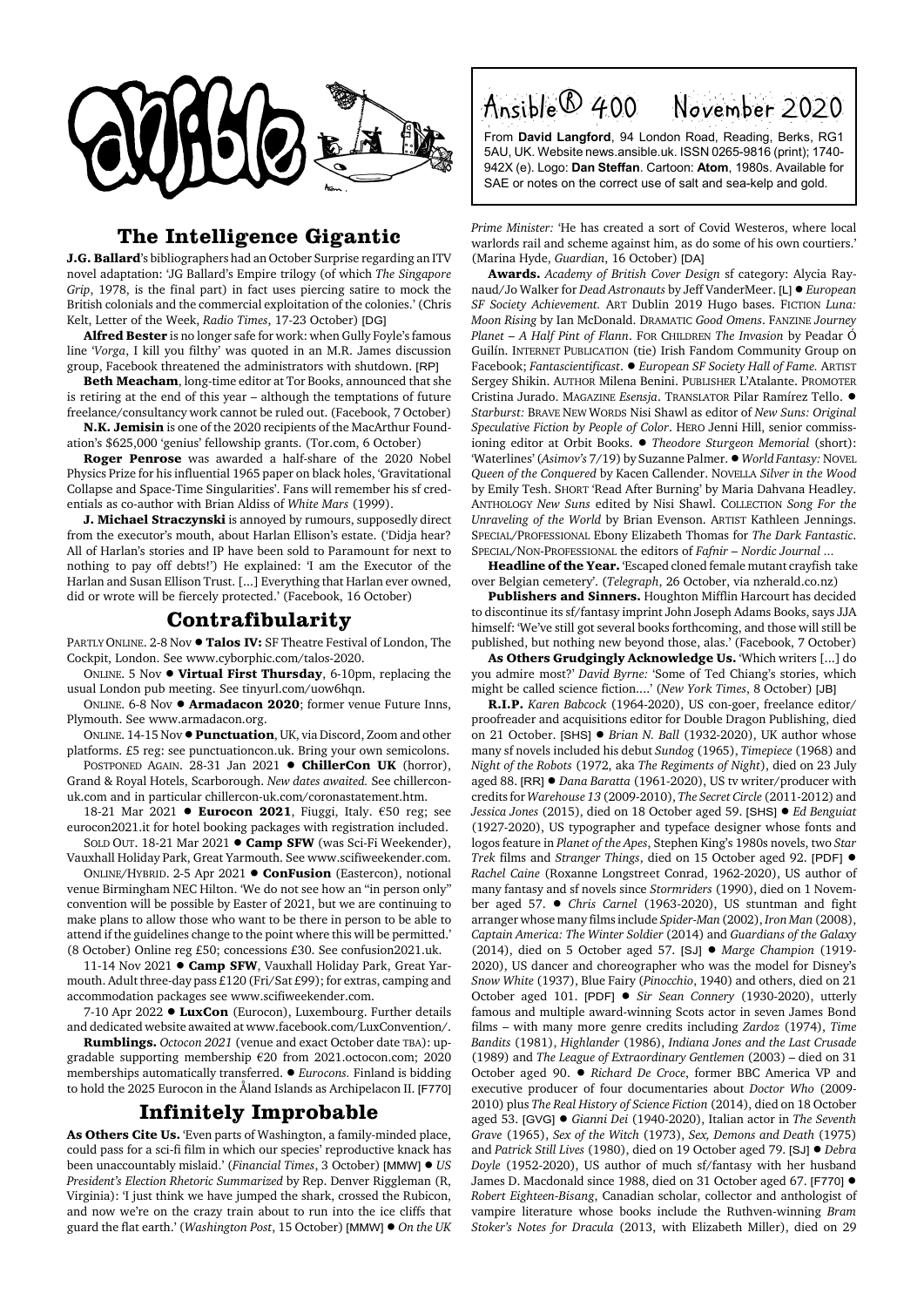# Ansible® 400 November 2020

From **David Langford**, 94 London Road, Reading, Berks, RG1 5AU, UK. Website news.ansible.uk. ISSN 0265-9816 (print); 1740-942X (e). Logo: **Dan Steffan**. Cartoon: **Atom**, 1980s. Available for SAE or notes on the correct use of salt and sea-kelp and gold.

## The Intelligence Gigantic

**J.G. Ballard**'s bibliographers had an October Surprise regarding an ITV novel adaptation: 'JG Ballard's Empire trilogy (of which *The Singapore Grip*, 1978, is the final part) in fact uses piercing satire to mock the British colonials and the commercial exploitation of the colonies.' (Chris Kelt, Letter of the Week, *Radio Times*, 17-23 October) [DG]

**Alfred Bester** is no longer safe for work: when Gully Foyle's famous line '*Vorga*, I kill you filthy' was quoted in an M.R. James discussion group, Facebook threatened the administrators with shutdown. [RP]

**Beth Meacham**, long-time editor at Tor Books, announced that she is retiring at the end of this year – although the temptations of future freelance/consultancy work cannot be ruled out. (Facebook, 7 October)

**N.K. Jemisin** is one of the 2020 recipients of the MacArthur Foundation's $625,000 'genius' fellowship grants. (Tor.com, 6 October)

**Roger Penrose** was awarded a half-share of the 2020 Nobel Physics Prize for his influential 1965 paper on black holes, 'Gravitational Collapse and Space-Time Singularities'. Fans will remember his sf credentials as co-author with Brian Aldiss of *White Mars* (1999).

**J. Michael Straczynski** is annoyed by rumours, supposedly direct from the executor's mouth, about Harlan Ellison's estate. ('Didja hear? All of Harlan's stories and IP have been sold to Paramount for next to nothing to pay off debts!') He explained: 'I am the Executor of the Harlan and Susan Ellison Trust. [...] Everything that Harlan ever owned, did or wrote will be fiercely protected.' (Facebook, 16 October)

## Contrafibularity

PARTLY ONLINE. 2-8 Nov ● **Talos IV:** SF Theatre Festival of London, The Cockpit, London. See www.cyborphic.com/talos-2020.

ONLINE. 5 Nov ● **Virtual First Thursday**, 6-10pm, replacing the usual London pub meeting. See tinyurl.com/uow6hqn.

ONLINE. 6-8 Nov ● **Armadacon 2020**; former venue Future Inns, Plymouth. See www.armadacon.org.

ONLINE. 14-15 Nov ● **Punctuation**, UK, via Discord, Zoom and other platforms. £5 reg: see punctuationcon.uk. Bring your own semicolons.

POSTPONED AGAIN. 28-31 Jan 2021 ● **ChillerCon UK** (horror), Grand & Royal Hotels, Scarborough. *New dates awaited.* See chillercon-uk.com and in particular chillercon-uk.com/coronastatement.htm.

18-21 Mar 2021 ● **Eurocon 2021**, Fiuggi, Italy. €50 reg; see eurocon2021.it for hotel booking packages with registration included.

SOLD OUT. 18-21 Mar 2021 ● **Camp SFW** (was Sci-Fi Weekender), Vauxhall Holiday Park, Great Yarmouth. See www.scifiweekender.com.

ONLINE/HYBRID. 2-5 Apr 2021 ● **ConFusion** (Eastercon), notional venue Birmingham NEC Hilton. 'We do not see how an "in person only" convention will be possible by Easter of 2021, but we are continuing to make plans to allow those who want to be there in person to be able to attend if the guidelines change to the point where this will be permitted.' (8 October) Online reg £50; concessions £30. See confusion2021.uk.

11-14 Nov 2021 ● **Camp SFW**, Vauxhall Holiday Park, Great Yarmouth. Adult three-day pass £120 (Fri/Sat £99); for extras, camping and accommodation packages see www.scifiweekender.com.

7-10 Apr 2022 ● **LuxCon** (Eurocon), Luxembourg. Further details and dedicated website awaited at www.facebook.com/LuxConvention/.

**Rumblings.** *Octocon 2021* (venue and exact October date TBA): upgradable supporting membership €20 from 2021.octocon.com; 2020 memberships automatically transferred. ● *Eurocons.* Finland is bidding to hold the 2025 Eurocon in the Åland Islands as Archipelacon II. [F770]

## Infinitely Improbable

**As Others Cite Us.** 'Even parts of Washington, a family-minded place, could pass for a sci-fi film in which our species' reproductive knack has been unaccountably mislaid.' (*Financial Times*, 3 October) [MMW] ● *US President's Election Rhetoric Summarized* by Rep. Denver Riggleman (R, Virginia): 'I just think we have jumped the shark, crossed the Rubicon, and now we're on the crazy train about to run into the ice cliffs that guard the flat earth.' (*Washington Post*, 15 October) [MMW] ● *On the UK Prime Minister:* 'He has created a sort of Covid Westeros, where local warlords rail and scheme against him, as do some of his own courtiers.' (Marina Hyde, *Guardian*, 16 October) [DA]

**Awards.** *Academy of British Cover Design* sf category: Alycia Raynaud/Jo Walker for *Dead Astronauts* by Jeff VanderMeer. [L] ● *European SF Society Achievement.* ART Dublin 2019 Hugo bases. FICTION *Luna: Moon Rising* by Ian McDonald. DRAMATIC *Good Omens*. FANZINE *Journey Planet – A Half Pint of Flann*. FOR CHILDREN *The Invasion* by Peadar Ó Guilín. INTERNET PUBLICATION (tie) Irish Fandom Community Group on Facebook; *Fantascientificast*. ● *European SF Society Hall of Fame.* ARTIST Sergey Shikin. AUTHOR Milena Benini. PUBLISHER L'Atalante. PROMOTER Cristina Jurado. MAGAZINE *Esensja*. TRANSLATOR Pilar Ramírez Tello. ● *Starburst:* BRAVE NEW WORDS Nisi Shawl as editor of *New Suns: Original Speculative Fiction by People of Color*. HERO Jenni Hill, senior commissioning editor at Orbit Books. ● *Theodore Sturgeon Memorial* (short): 'Waterlines' (*Asimov's* 7/19) by Suzanne Palmer. ● *World Fantasy:* NOVEL *Queen of the Conquered* by Kacen Callender. NOVELLA *Silver in the Wood* by Emily Tesh. SHORT 'Read After Burning' by Maria Dahvana Headley. ANTHOLOGY *New Suns* edited by Nisi Shawl. COLLECTION *Song For the Unraveling of the World* by Brian Evenson. ARTIST Kathleen Jennings. SPECIAL/PROFESSIONAL Ebony Elizabeth Thomas for *The Dark Fantastic*. SPECIAL/NON-PROFESSIONAL the editors of *Fafnir – Nordic Journal ...*

**Headline of the Year.** 'Escaped cloned female mutant crayfish take over Belgian cemetery'. (*Telegraph*, 26 October, via nzherald.co.nz)

**Publishers and Sinners.** Houghton Mifflin Harcourt has decided to discontinue its sf/fantasy imprint John Joseph Adams Books, says JJA himself: 'We've still got several books forthcoming, and those will still be published, but nothing new beyond those, alas.' (Facebook, 7 October)

**As Others Grudgingly Acknowledge Us.** 'Which writers [...] do you admire most?' *David Byrne:* 'Some of Ted Chiang's stories, which might be called science fiction....' (*New York Times*, 8 October) [JB]

**R.I.P.** *Karen Babcock* (1964-2020), US con-goer, freelance editor/proofreader and acquisitions editor for Double Dragon Publishing, died on 21 October. [SHS] ● *Brian N. Ball* (1932-2020), UK author whose many sf novels included his debut *Sundog* (1965), *Timepiece* (1968) and *Night of the Robots* (1972, aka *The Regiments of Night*), died on 23 July aged 88. [RR] ● *Dana Baratta* (1961-2020), US tv writer/producer with credits for *Warehouse 13* (2009-2010), *The Secret Circle* (2011-2012) and *Jessica Jones* (2015), died on 18 October aged 59. [SHS] ● *Ed Benguiat* (1927-2020), US typographer and typeface designer whose fonts and logos feature in *Planet of the Apes*, Stephen King's 1980s novels, two *Star Trek* films and *Stranger Things*, died on 15 October aged 92. [PDF] ● *Rachel Caine* (Roxanne Longstreet Conrad, 1962-2020), US author of many fantasy and sf novels since *Stormriders* (1990), died on 1 November aged 57. ● *Chris Carnel* (1963-2020), US stuntman and fight arranger whose many films include *Spider-Man* (2002), *Iron Man* (2008), *Captain America: The Winter Soldier* (2014) and *Guardians of the Galaxy* (2014), died on 5 October aged 57. [SJ] ● *Marge Champion* (1919-2020), US dancer and choreographer who was the model for Disney's *Snow White* (1937), Blue Fairy (*Pinocchio*, 1940) and others, died on 21 October aged 101. [PDF] ● *Sir Sean Connery* (1930-2020), utterly famous and multiple award-winning Scots actor in seven James Bond films – with many more genre credits including *Zardoz* (1974), *Time Bandits* (1981), *Highlander* (1986), *Indiana Jones and the Last Crusade* (1989) and *The League of Extraordinary Gentlemen* (2003) – died on 31 October aged 90. ● *Richard De Croce*, former BBC America VP and executive producer of four documentaries about *Doctor Who* (2009-2010) plus *The Real History of Science Fiction* (2014), died on 18 October aged 53. [GVG] ● *Gianni Dei* (1940-2020), Italian actor in *The Seventh Grave* (1965), *Sex of the Witch* (1973), *Sex, Demons and Death* (1975) and *Patrick Still Lives* (1980), died on 19 October aged 79. [SJ] ● *Debra Doyle* (1952-2020), US author of much sf/fantasy with her husband James D. Macdonald since 1988, died on 31 October aged 67. [F770] ● *Robert Eighteen-Bisang*, Canadian scholar, collector and anthologist of vampire literature whose books include the Ruthven-winning *Bram Stoker's Notes for Dracula* (2013, with Elizabeth Miller), died on 29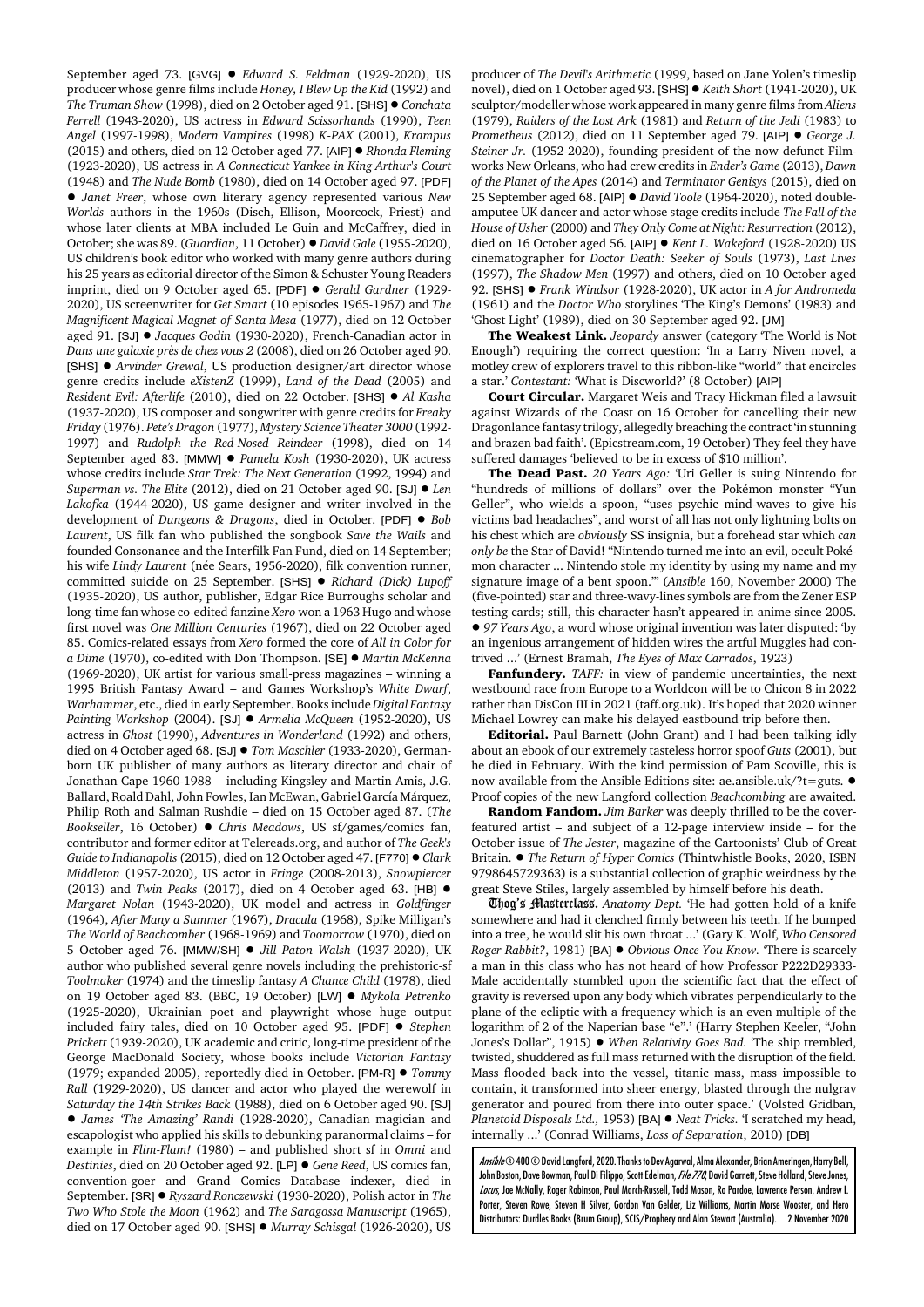September aged 73. [GVG] ● *Edward S. Feldman* (1929-2020), US producer whose genre films include *Honey, I Blew Up the Kid* (1992) and *The Truman Show* (1998), died on 2 October aged 91. [SHS] ● *Conchata Ferrell* (1943-2020), US actress in *Edward Scissorhands* (1990), *Teen Angel* (1997-1998), *Modern Vampires* (1998) *K-PAX* (2001), *Krampus* (2015) and others, died on 12 October aged 77. [AIP] ● *Rhonda Fleming* (1923-2020), US actress in *A Connecticut Yankee in King Arthur's Court* (1948) and *The Nude Bomb* (1980), died on 14 October aged 97. [PDF] ● *Janet Freer*, whose own literary agency represented various *New Worlds* authors in the 1960s (Disch, Ellison, Moorcock, Priest) and whose later clients at MBA included Le Guin and McCaffrey, died in October; she was 89. (*Guardian*, 11 October) ● *David Gale* (1955-2020), US children's book editor who worked with many genre authors during his 25 years as editorial director of the Simon & Schuster Young Readers imprint, died on 9 October aged 65. [PDF] ● *Gerald Gardner* (1929-2020), US screenwriter for *Get Smart* (10 episodes 1965-1967) and *The Magnificent Magical Magnet of Santa Mesa* (1977), died on 12 October aged 91. [SJ] ● *Jacques Godin* (1930-2020), French-Canadian actor in *Dans une galaxie près de chez vous 2* (2008), died on 26 October aged 90. [SHS] ● *Arvinder Grewal*, US production designer/art director whose genre credits include *eXistenZ* (1999), *Land of the Dead* (2005) and *Resident Evil: Afterlife* (2010), died on 22 October. [SHS] ● *Al Kasha* (1937-2020), US composer and songwriter with genre credits for *Freaky Friday* (1976). *Pete's Dragon* (1977), *Mystery Science Theater 3000* (1992-1997) and *Rudolph the Red-Nosed Reindeer* (1998), died on 14 September aged 83. [MMW] ● *Pamela Kosh* (1930-2020), UK actress whose credits include *Star Trek: The Next Generation* (1992, 1994) and *Superman vs. The Elite* (2012), died on 21 October aged 90. [SJ] ● *Len Lakofka* (1944-2020), US game designer and writer involved in the development of *Dungeons & Dragons*, died in October. [PDF] ● *Bob Laurent*, US filk fan who published the songbook *Save the Wails* and founded Consonance and the Interfilk Fan Fund, died on 14 September; his wife *Lindy Laurent* (née Sears, 1956-2020), filk convention runner, committed suicide on 25 September. [SHS] ● *Richard (Dick) Lupoff* (1935-2020), US author, publisher, Edgar Rice Burroughs scholar and long-time fan whose co-edited fanzine *Xero* won a 1963 Hugo and whose first novel was *One Million Centuries* (1967), died on 22 October aged 85. Comics-related essays from *Xero* formed the core of *All in Color for a Dime* (1970), co-edited with Don Thompson. [SE] ● *Martin McKenna* (1969-2020), UK artist for various small-press magazines – winning a 1995 British Fantasy Award – and Games Workshop's *White Dwarf*, *Warhammer*, etc., died in early September. Books include *Digital Fantasy Painting Workshop* (2004). [SJ] ● *Armelia McQueen* (1952-2020), US actress in *Ghost* (1990), *Adventures in Wonderland* (1992) and others, died on 4 October aged 68. [SJ] ● *Tom Maschler* (1933-2020), German-born UK publisher of many authors as literary director and chair of Jonathan Cape 1960-1988 – including Kingsley and Martin Amis, J.G. Ballard, Roald Dahl, John Fowles, Ian McEwan, Gabriel García Márquez, Philip Roth and Salman Rushdie – died on 15 October aged 87. (*The Bookseller*, 16 October) ● *Chris Meadows*, US sf/games/comics fan, contributor and former editor at Telereads.org, and author of *The Geek's Guide to Indianapolis* (2015), died on 12 October aged 47. [F770] ● *Clark Middleton* (1957-2020), US actor in *Fringe* (2008-2013), *Snowpiercer* (2013) and *Twin Peaks* (2017), died on 4 October aged 63. [HB] ● *Margaret Nolan* (1943-2020), UK model and actress in *Goldfinger* (1964), *After Many a Summer* (1967), *Dracula* (1968), Spike Milligan's *The World of Beachcomber* (1968-1969) and *Toomorrow* (1970), died on 5 October aged 76. [MMW/SH] ● *Jill Paton Walsh* (1937-2020), UK author who published several genre novels including the prehistoric-sf *Toolmaker* (1974) and the timeslip fantasy *A Chance Child* (1978), died on 19 October aged 83. (BBC, 19 October) [LW] ● *Mykola Petrenko* (1925-2020), Ukrainian poet and playwright whose huge output included fairy tales, died on 10 October aged 95. [PDF] ● *Stephen Prickett* (1939-2020), UK academic and critic, long-time president of the George MacDonald Society, whose books include *Victorian Fantasy* (1979; expanded 2005), reportedly died in October. [PM-R] ● *Tommy Rall* (1929-2020), US dancer and actor who played the werewolf in *Saturday the 14th Strikes Back* (1988), died on 6 October aged 90. [SJ] ● *James 'The Amazing' Randi* (1928-2020), Canadian magician and escapologist who applied his skills to debunking paranormal claims – for example in *Flim-Flam!* (1980) – and published short sf in *Omni* and *Destinies*, died on 20 October aged 92. [LP] ● *Gene Reed*, US comics fan, convention-goer and Grand Comics Database indexer, died in September. [SR] ● *Ryszard Ronczewski* (1930-2020), Polish actor in *The Two Who Stole the Moon* (1962) and *The Saragossa Manuscript* (1965), died on 17 October aged 90. [SHS] ● *Murray Schisgal* (1926-2020), US producer of *The Devil's Arithmetic* (1999, based on Jane Yolen's timeslip novel), died on 1 October aged 93. [SHS] ● *Keith Short* (1941-2020), UK sculptor/modeller whose work appeared in many genre films from *Aliens* (1979), *Raiders of the Lost Ark* (1981) and *Return of the Jedi* (1983) to *Prometheus* (2012), died on 11 September aged 79. [AIP] ● *George J. Steiner Jr.* (1952-2020), founding president of the now defunct Filmworks New Orleans, who had crew credits in *Ender's Game* (2013), *Dawn of the Planet of the Apes* (2014) and *Terminator Genisys* (2015), died on 25 September aged 68. [AIP] ● *David Toole* (1964-2020), noted double-amputee UK dancer and actor whose stage credits include *The Fall of the House of Usher* (2000) and *They Only Come at Night: Resurrection* (2012), died on 16 October aged 56. [AIP] ● *Kent L. Wakeford* (1928-2020) US cinematographer for *Doctor Death: Seeker of Souls* (1973), *Last Lives* (1997), *The Shadow Men* (1997) and others, died on 10 October aged 92. [SHS] ● *Frank Windsor* (1928-2020), UK actor in *A for Andromeda* (1961) and the *Doctor Who* storylines 'The King's Demons' (1983) and 'Ghost Light' (1989), died on 30 September aged 92. [JM]

**The Weakest Link.** *Jeopardy* answer (category 'The World is Not Enough') requiring the correct question: 'In a Larry Niven novel, a motley crew of explorers travel to this ribbon-like "world" that encircles a star.' *Contestant:* 'What is Discworld?' (8 October) [AIP]

**Court Circular.** Margaret Weis and Tracy Hickman filed a lawsuit against Wizards of the Coast on 16 October for cancelling their new Dragonlance fantasy trilogy, allegedly breaching the contract 'in stunning and brazen bad faith'. (Epicstream.com, 19 October) They feel they have suffered damages 'believed to be in excess of $10 million'.

**The Dead Past.** *20 Years Ago:* 'Uri Geller is suing Nintendo for "hundreds of millions of dollars" over the Pokémon monster "Yun Geller", who wields a spoon, "uses psychic mind-waves to give his victims bad headaches", and worst of all has not only lightning bolts on his chest which are *obviously* SS insignia, but a forehead star which *can only be* the Star of David! "Nintendo turned me into an evil, occult Pokémon character ... Nintendo stole my identity by using my name and my signature image of a bent spoon."' (*Ansible* 160, November 2000) The (five-pointed) star and three-wavy-lines symbols are from the Zener ESP testing cards; still, this character hasn't appeared in anime since 2005. ● *97 Years Ago*, a word whose original invention was later disputed: 'by an ingenious arrangement of hidden wires the artful Muggles had contrived ...' (Ernest Bramah, *The Eyes of Max Carrados*, 1923)

**Fanfundery.** *TAFF:* in view of pandemic uncertainties, the next westbound race from Europe to a Worldcon will be to Chicon 8 in 2022 rather than DisCon III in 2021 (taff.org.uk). It's hoped that 2020 winner Michael Lowrey can make his delayed eastbound trip before then.

**Editorial.** Paul Barnett (John Grant) and I had been talking idly about an ebook of our extremely tasteless horror spoof *Guts* (2001), but he died in February. With the kind permission of Pam Scoville, this is now available from the Ansible Editions site: ae.ansible.uk/?t=guts. ● Proof copies of the new Langford collection *Beachcombing* are awaited.

**Random Fandom.** *Jim Barker* was deeply thrilled to be the cover-featured artist – and subject of a 12-page interview inside – for the October issue of *The Jester*, magazine of the Cartoonists' Club of Great Britain. ● *The Return of Hyper Comics* (Thintwhistle Books, 2020, ISBN 9798645729363) is a substantial collection of graphic weirdness by the great Steve Stiles, largely assembled by himself before his death.

**Thog's Masterclass.** *Anatomy Dept.* 'He had gotten hold of a knife somewhere and had it clenched firmly between his teeth. If he bumped into a tree, he would slit his own throat ...' (Gary K. Wolf, *Who Censored Roger Rabbit?*, 1981) [BA] ● *Obvious Once You Know.* 'There is scarcely a man in this class who has not heard of how Professor P222D29333-Male accidentally stumbled upon the scientific fact that the effect of gravity is reversed upon any body which vibrates perpendicularly to the plane of the ecliptic with a frequency which is an even multiple of the logarithm of 2 of the Naperian base "e".' (Harry Stephen Keeler, "John Jones's Dollar", 1915) ● *When Relativity Goes Bad.* 'The ship trembled, twisted, shuddered as full mass returned with the disruption of the field. Mass flooded back into the vessel, titanic mass, mass impossible to contain, it transformed into sheer energy, blasted through the nulgrav generator and poured from there into outer space.' (Volsted Gridban, *Planetoid Disposals Ltd.*, 1953) [BA] ● *Neat Tricks.* 'I scratched my head, internally ...' (Conrad Williams, *Loss of Separation*, 2010) [DB]

*Ansible*® 400 © David Langford, 2020. Thanks to Dev Agarwal, Alma Alexander, Brian Ameringen, Harry Bell, John Boston, Dave Bowman, Paul Di Filippo, Scott Edelman, *File 770*, David Garnett, Steve Holland, Steve Jones, *Locus*, Joe McNally, Roger Robinson, Paul March-Russell, Todd Mason, Ro Pardoe, Lawrence Person, Andrew I. Porter, Steven Rowe, Steven H Silver, Gordon Van Gelder, Liz Williams, Martin Morse Wooster, and Hero Distributors: Durdles Books (Brum Group), SCIS/Prophecy and Alan Stewart (Australia). 2 November 2020